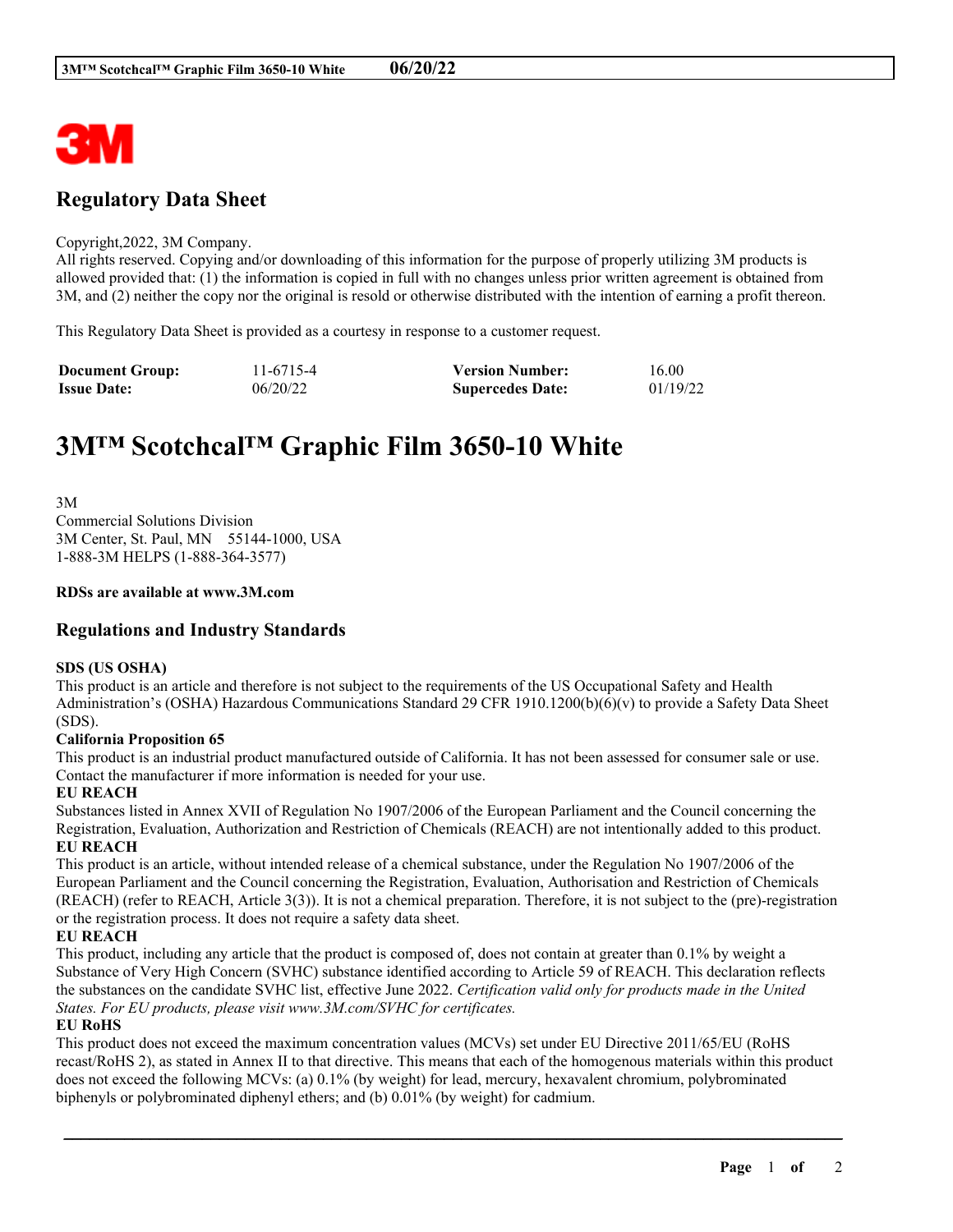## Regulatory Data Sheet

Copyright,2022, 3M Company.
All rights reserved. Copying and/or downloading of this information for the purpose of properly utilizing 3M products is allowed provided that: (1) the information is copied in full with no changes unless prior written agreement is obtained from 3M, and (2) neither the copy nor the original is resold or otherwise distributed with the intention of earning a profit thereon.

This Regulatory Data Sheet is provided as a courtesy in response to a customer request.

| **Document Group:** | 11-6715-4 | **Version Number:** | 16.00 |
|---|---|---|---|
| **Issue Date:** | 06/20/22 | **Supercedes Date:** | 01/19/22 |

# 3M™ Scotchcal™ Graphic Film 3650-10 White

3M
Commercial Solutions Division
3M Center, St. Paul, MN 55144-1000, USA
1-888-3M HELPS (1-888-364-3577)

**RDSs are available at www.3M.com**

## Regulations and Industry Standards

**SDS (US OSHA)**
This product is an article and therefore is not subject to the requirements of the US Occupational Safety and Health Administration's (OSHA) Hazardous Communications Standard 29 CFR 1910.1200(b)(6)(v) to provide a Safety Data Sheet (SDS).

**California Proposition 65**
This product is an industrial product manufactured outside of California. It has not been assessed for consumer sale or use. Contact the manufacturer if more information is needed for your use.

**EU REACH**
Substances listed in Annex XVII of Regulation No 1907/2006 of the European Parliament and the Council concerning the Registration, Evaluation, Authorization and Restriction of Chemicals (REACH) are not intentionally added to this product.

**EU REACH**
This product is an article, without intended release of a chemical substance, under the Regulation No 1907/2006 of the European Parliament and the Council concerning the Registration, Evaluation, Authorisation and Restriction of Chemicals (REACH) (refer to REACH, Article 3(3)). It is not a chemical preparation. Therefore, it is not subject to the (pre)-registration or the registration process. It does not require a safety data sheet.

**EU REACH**
This product, including any article that the product is composed of, does not contain at greater than 0.1% by weight a Substance of Very High Concern (SVHC) substance identified according to Article 59 of REACH. This declaration reflects the substances on the candidate SVHC list, effective June 2022. *Certification valid only for products made in the United States. For EU products, please visit www.3M.com/SVHC for certificates.*

**EU RoHS**
This product does not exceed the maximum concentration values (MCVs) set under EU Directive 2011/65/EU (RoHS recast/RoHS 2), as stated in Annex II to that directive. This means that each of the homogenous materials within this product does not exceed the following MCVs: (a) 0.1% (by weight) for lead, mercury, hexavalent chromium, polybrominated biphenyls or polybrominated diphenyl ethers; and (b) 0.01% (by weight) for cadmium.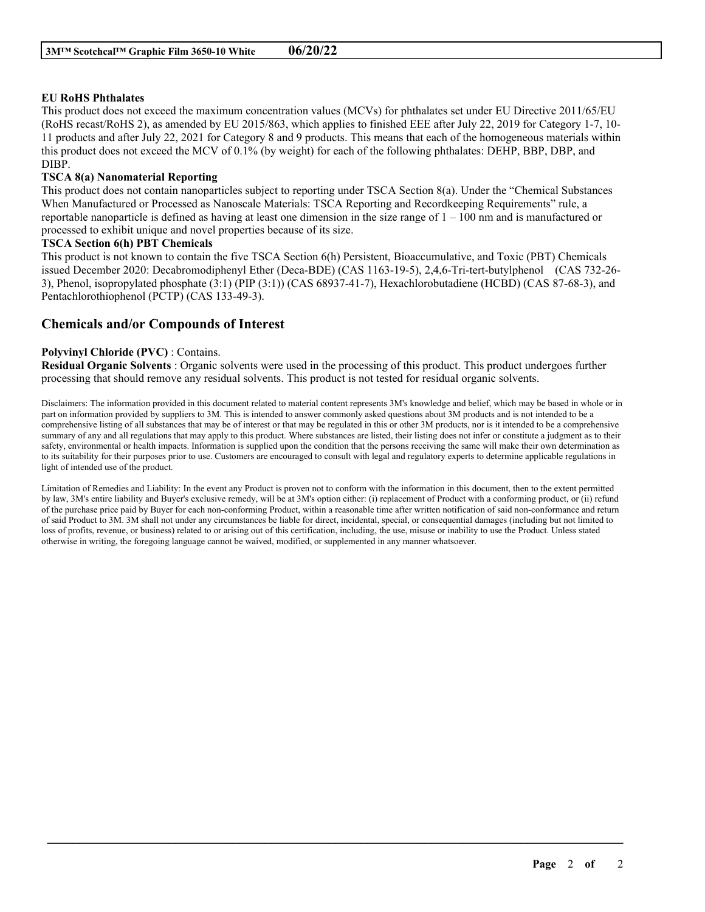**EU RoHS Phthalates**

This product does not exceed the maximum concentration values (MCVs) for phthalates set under EU Directive 2011/65/EU (RoHS recast/RoHS 2), as amended by EU 2015/863, which applies to finished EEE after July 22, 2019 for Category 1-7, 10-11 products and after July 22, 2021 for Category 8 and 9 products. This means that each of the homogeneous materials within this product does not exceed the MCV of 0.1% (by weight) for each of the following phthalates: DEHP, BBP, DBP, and DIBP.

**TSCA 8(a) Nanomaterial Reporting**

This product does not contain nanoparticles subject to reporting under TSCA Section 8(a). Under the "Chemical Substances When Manufactured or Processed as Nanoscale Materials: TSCA Reporting and Recordkeeping Requirements" rule, a reportable nanoparticle is defined as having at least one dimension in the size range of 1 – 100 nm and is manufactured or processed to exhibit unique and novel properties because of its size.

**TSCA Section 6(h) PBT Chemicals**

This product is not known to contain the five TSCA Section 6(h) Persistent, Bioaccumulative, and Toxic (PBT) Chemicals issued December 2020: Decabromodiphenyl Ether (Deca-BDE) (CAS 1163-19-5), 2,4,6-Tri-tert-butylphenol (CAS 732-26-3), Phenol, isopropylated phosphate (3:1) (PIP (3:1)) (CAS 68937-41-7), Hexachlorobutadiene (HCBD) (CAS 87-68-3), and Pentachlorothiophenol (PCTP) (CAS 133-49-3).

## Chemicals and/or Compounds of Interest

**Polyvinyl Chloride (PVC)** : Contains.

**Residual Organic Solvents** : Organic solvents were used in the processing of this product. This product undergoes further processing that should remove any residual solvents. This product is not tested for residual organic solvents.

Disclaimers: The information provided in this document related to material content represents 3M's knowledge and belief, which may be based in whole or in part on information provided by suppliers to 3M. This is intended to answer commonly asked questions about 3M products and is not intended to be a comprehensive listing of all substances that may be of interest or that may be regulated in this or other 3M products, nor is it intended to be a comprehensive summary of any and all regulations that may apply to this product. Where substances are listed, their listing does not infer or constitute a judgment as to their safety, environmental or health impacts. Information is supplied upon the condition that the persons receiving the same will make their own determination as to its suitability for their purposes prior to use. Customers are encouraged to consult with legal and regulatory experts to determine applicable regulations in light of intended use of the product.

Limitation of Remedies and Liability: In the event any Product is proven not to conform with the information in this document, then to the extent permitted by law, 3M's entire liability and Buyer's exclusive remedy, will be at 3M's option either: (i) replacement of Product with a conforming product, or (ii) refund of the purchase price paid by Buyer for each non-conforming Product, within a reasonable time after written notification of said non-conformance and return of said Product to 3M. 3M shall not under any circumstances be liable for direct, incidental, special, or consequential damages (including but not limited to loss of profits, revenue, or business) related to or arising out of this certification, including, the use, misuse or inability to use the Product. Unless stated otherwise in writing, the foregoing language cannot be waived, modified, or supplemented in any manner whatsoever.